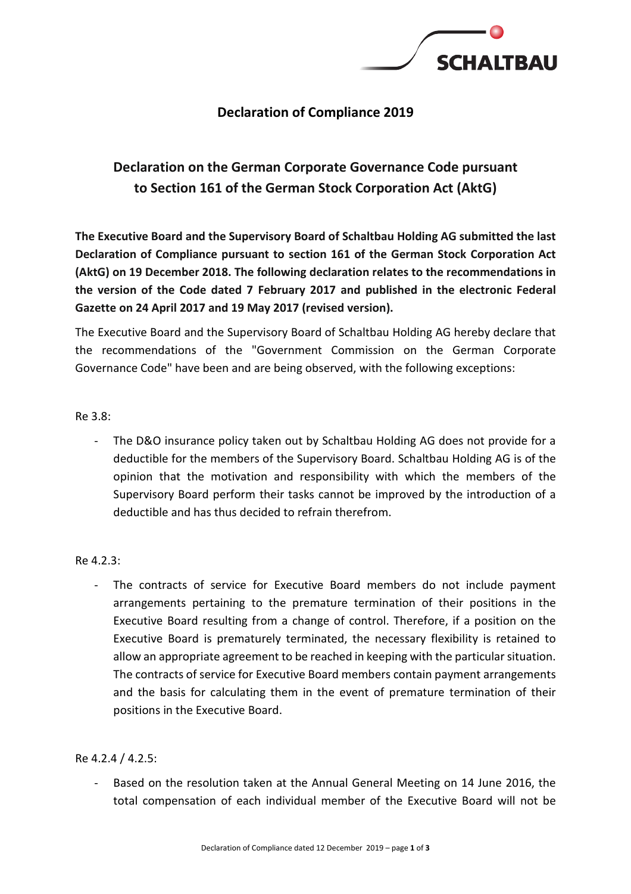# Declaration of Compliance 2019

## Declaration on the German Corporate Governance Code pursuant to Section 161 of the German Stock Corporation Act (AktG)

**The Executive Board and the Supervisory Board of Schaltbau Holding AG submitted the last Declaration of Compliance pursuant to section 161 of the German Stock Corporation Act (AktG) on 19 December 2018. The following declaration relates to the recommendations in the version of the Code dated 7 February 2017 and published in the electronic Federal Gazette on 24 April 2017 and 19 May 2017 (revised version).**

The Executive Board and the Supervisory Board of Schaltbau Holding AG hereby declare that the recommendations of the "Government Commission on the German Corporate Governance Code" have been and are being observed, with the following exceptions:

Re 3.8:

- The D&O insurance policy taken out by Schaltbau Holding AG does not provide for a deductible for the members of the Supervisory Board. Schaltbau Holding AG is of the opinion that the motivation and responsibility with which the members of the Supervisory Board perform their tasks cannot be improved by the introduction of a deductible and has thus decided to refrain therefrom.

Re 4.2.3:

- The contracts of service for Executive Board members do not include payment arrangements pertaining to the premature termination of their positions in the Executive Board resulting from a change of control. Therefore, if a position on the Executive Board is prematurely terminated, the necessary flexibility is retained to allow an appropriate agreement to be reached in keeping with the particular situation. The contracts of service for Executive Board members contain payment arrangements and the basis for calculating them in the event of premature termination of their positions in the Executive Board.

Re 4.2.4 / 4.2.5:

- Based on the resolution taken at the Annual General Meeting on 14 June 2016, the total compensation of each individual member of the Executive Board will not be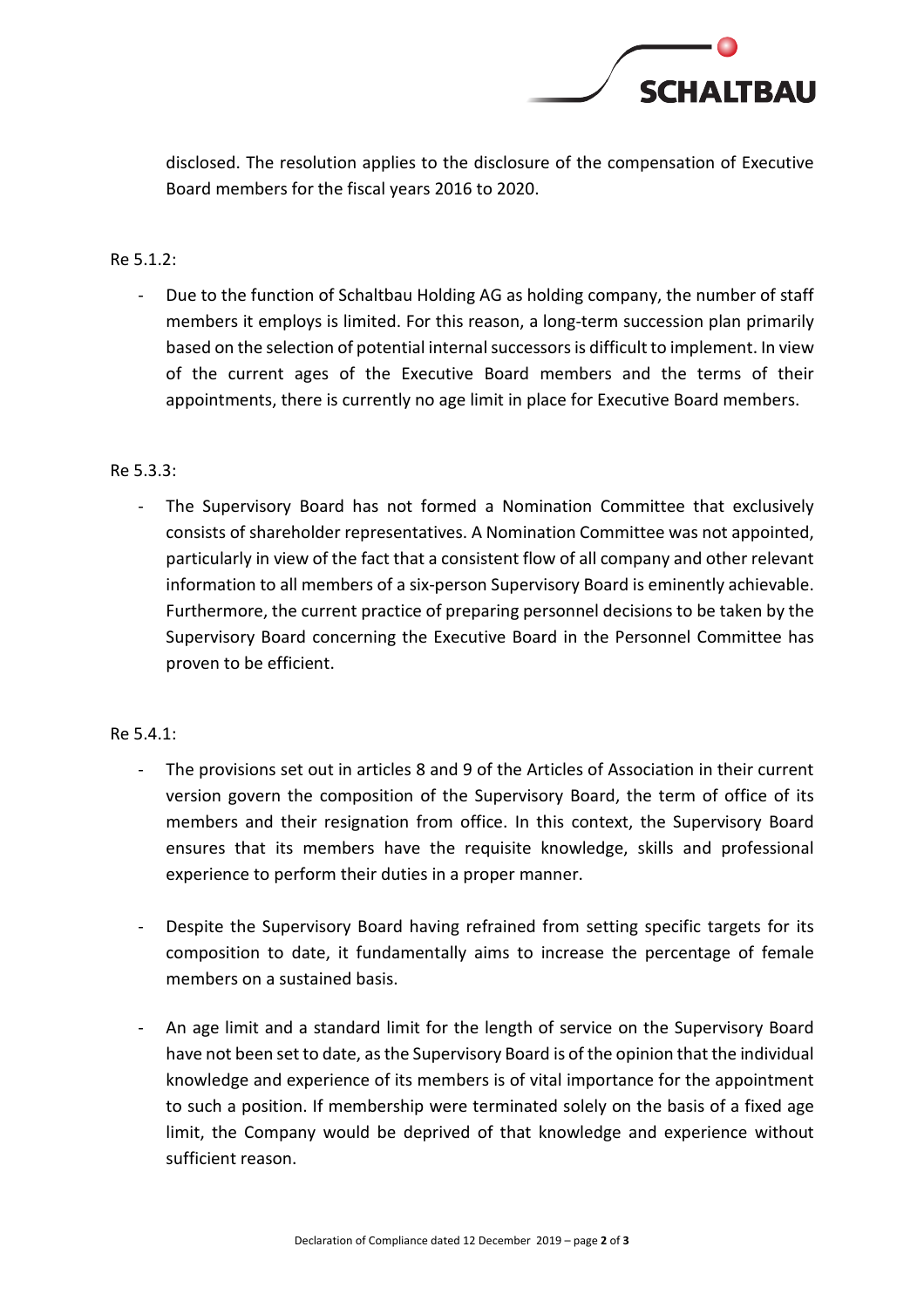disclosed. The resolution applies to the disclosure of the compensation of Executive Board members for the fiscal years 2016 to 2020.

Re 5.1.2:

- Due to the function of Schaltbau Holding AG as holding company, the number of staff members it employs is limited. For this reason, a long-term succession plan primarily based on the selection of potential internal successors is difficult to implement. In view of the current ages of the Executive Board members and the terms of their appointments, there is currently no age limit in place for Executive Board members.

Re 5.3.3:

- The Supervisory Board has not formed a Nomination Committee that exclusively consists of shareholder representatives. A Nomination Committee was not appointed, particularly in view of the fact that a consistent flow of all company and other relevant information to all members of a six-person Supervisory Board is eminently achievable. Furthermore, the current practice of preparing personnel decisions to be taken by the Supervisory Board concerning the Executive Board in the Personnel Committee has proven to be efficient.

Re 5.4.1:

- The provisions set out in articles 8 and 9 of the Articles of Association in their current version govern the composition of the Supervisory Board, the term of office of its members and their resignation from office. In this context, the Supervisory Board ensures that its members have the requisite knowledge, skills and professional experience to perform their duties in a proper manner.

- Despite the Supervisory Board having refrained from setting specific targets for its composition to date, it fundamentally aims to increase the percentage of female members on a sustained basis.

- An age limit and a standard limit for the length of service on the Supervisory Board have not been set to date, as the Supervisory Board is of the opinion that the individual knowledge and experience of its members is of vital importance for the appointment to such a position. If membership were terminated solely on the basis of a fixed age limit, the Company would be deprived of that knowledge and experience without sufficient reason.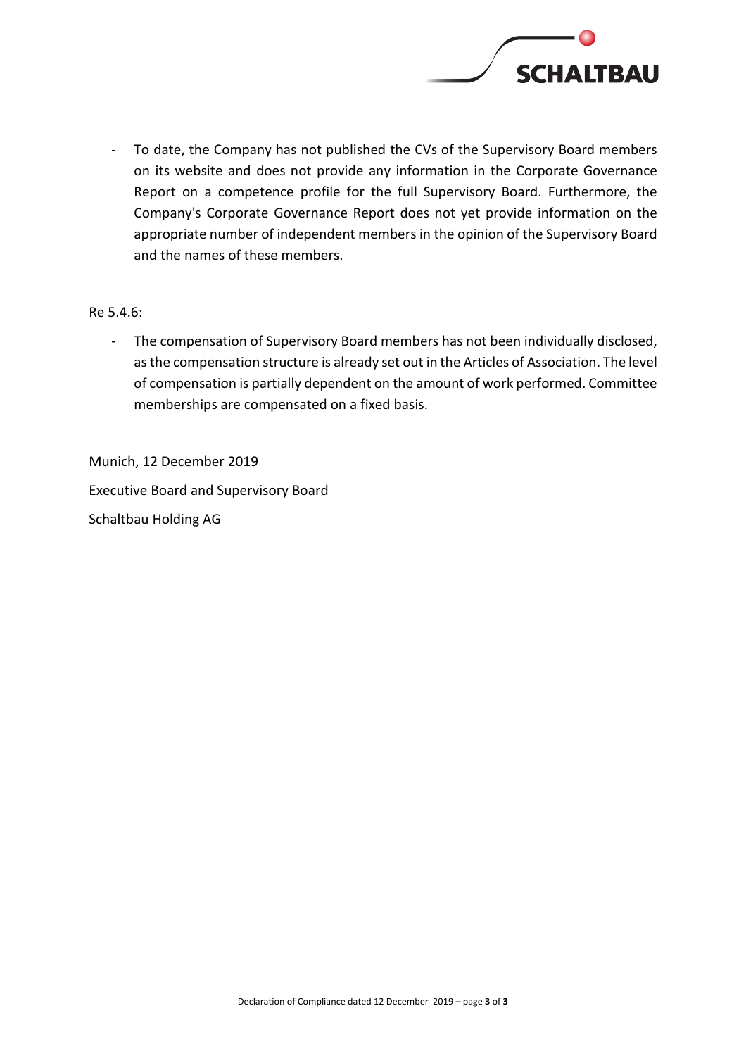- To date, the Company has not published the CVs of the Supervisory Board members on its website and does not provide any information in the Corporate Governance Report on a competence profile for the full Supervisory Board. Furthermore, the Company's Corporate Governance Report does not yet provide information on the appropriate number of independent members in the opinion of the Supervisory Board and the names of these members.

Re 5.4.6:

- The compensation of Supervisory Board members has not been individually disclosed, as the compensation structure is already set out in the Articles of Association. The level of compensation is partially dependent on the amount of work performed. Committee memberships are compensated on a fixed basis.

Munich, 12 December 2019

Executive Board and Supervisory Board

Schaltbau Holding AG